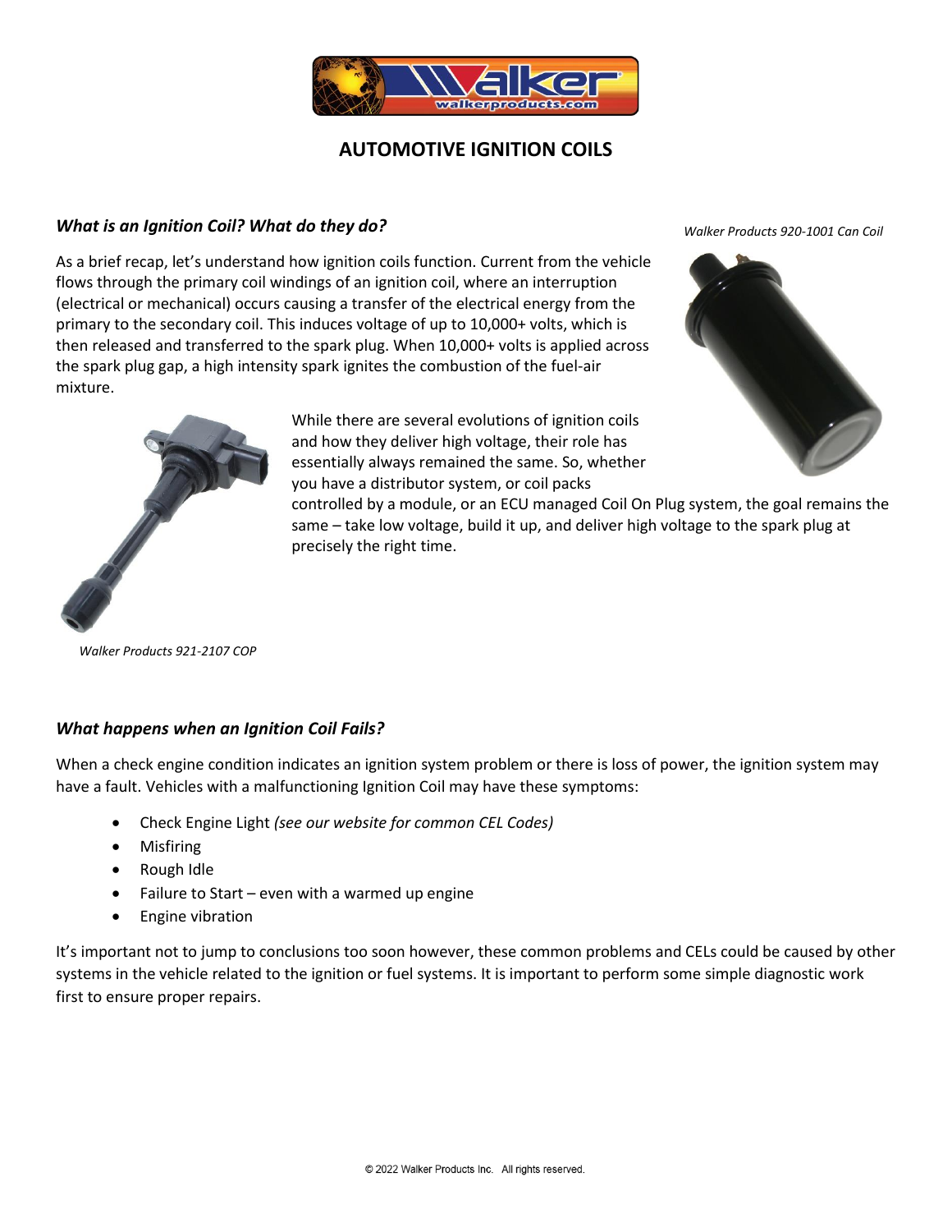# AUTOMOTIVE IGNITION COILS

### *What is an Ignition Coil? What do they do?*

*Walker Products 920-1001 Can Coil*

As a brief recap, let's understand how ignition coils function. Current from the vehicle flows through the primary coil windings of an ignition coil, where an interruption (electrical or mechanical) occurs causing a transfer of the electrical energy from the primary to the secondary coil. This induces voltage of up to 10,000+ volts, which is then released and transferred to the spark plug. When 10,000+ volts is applied across the spark plug gap, a high intensity spark ignites the combustion of the fuel-air mixture.

While there are several evolutions of ignition coils and how they deliver high voltage, their role has essentially always remained the same. So, whether you have a distributor system, or coil packs controlled by a module, or an ECU managed Coil On Plug system, the goal remains the same – take low voltage, build it up, and deliver high voltage to the spark plug at precisely the right time.

*Walker Products 921-2107 COP*

### *What happens when an Ignition Coil Fails?*

When a check engine condition indicates an ignition system problem or there is loss of power, the ignition system may have a fault. Vehicles with a malfunctioning Ignition Coil may have these symptoms:

- Check Engine Light *(see our website for common CEL Codes)*
- Misfiring
- Rough Idle
- Failure to Start – even with a warmed up engine
- Engine vibration

It's important not to jump to conclusions too soon however, these common problems and CELs could be caused by other systems in the vehicle related to the ignition or fuel systems. It is important to perform some simple diagnostic work first to ensure proper repairs.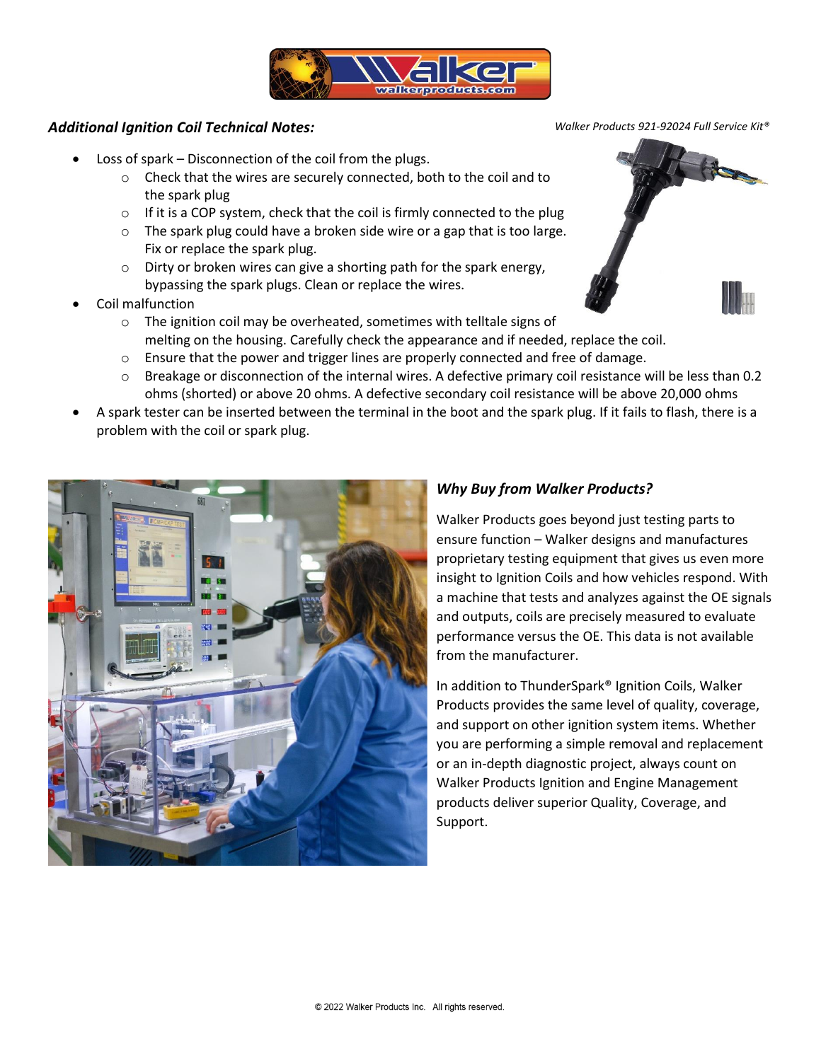### *Additional Ignition Coil Technical Notes:*

*Walker Products 921-92024 Full Service Kit®*

- Loss of spark – Disconnection of the coil from the plugs.
  - Check that the wires are securely connected, both to the coil and to the spark plug
  - If it is a COP system, check that the coil is firmly connected to the plug
  - The spark plug could have a broken side wire or a gap that is too large. Fix or replace the spark plug.
  - Dirty or broken wires can give a shorting path for the spark energy, bypassing the spark plugs. Clean or replace the wires.
- Coil malfunction
  - The ignition coil may be overheated, sometimes with telltale signs of melting on the housing. Carefully check the appearance and if needed, replace the coil.
  - Ensure that the power and trigger lines are properly connected and free of damage.
  - Breakage or disconnection of the internal wires. A defective primary coil resistance will be less than 0.2 ohms (shorted) or above 20 ohms. A defective secondary coil resistance will be above 20,000 ohms
- A spark tester can be inserted between the terminal in the boot and the spark plug. If it fails to flash, there is a problem with the coil or spark plug.

### *Why Buy from Walker Products?*

Walker Products goes beyond just testing parts to ensure function – Walker designs and manufactures proprietary testing equipment that gives us even more insight to Ignition Coils and how vehicles respond. With a machine that tests and analyzes against the OE signals and outputs, coils are precisely measured to evaluate performance versus the OE. This data is not available from the manufacturer.

In addition to ThunderSpark® Ignition Coils, Walker Products provides the same level of quality, coverage, and support on other ignition system items. Whether you are performing a simple removal and replacement or an in-depth diagnostic project, always count on Walker Products Ignition and Engine Management products deliver superior Quality, Coverage, and Support.

© 2022 Walker Products Inc. All rights reserved.